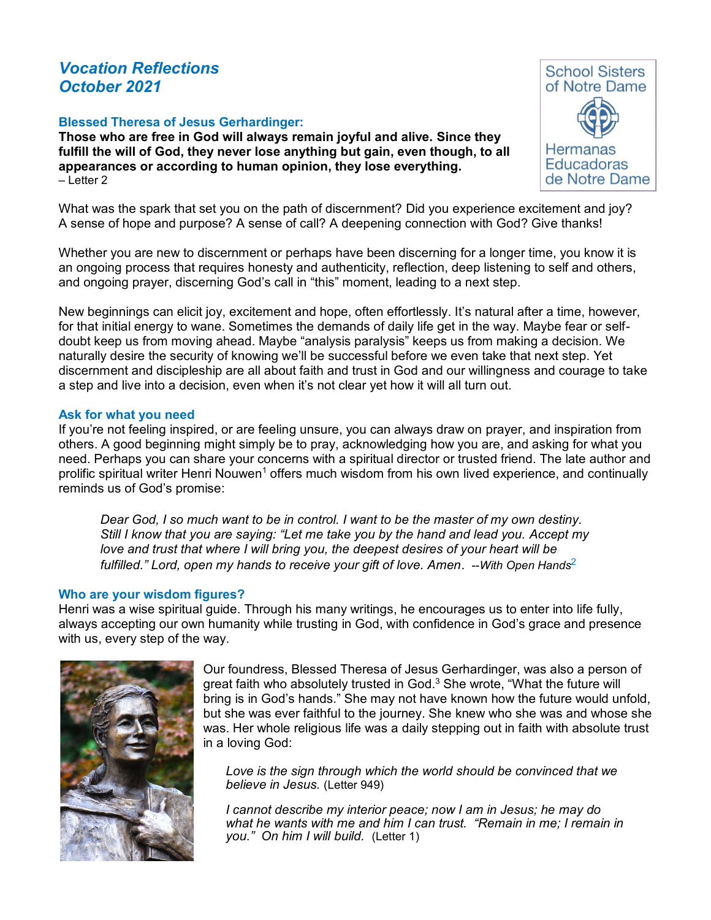# *Vocation Reflections*
# *October 2021*

School Sisters of Notre Dame

Hermanas Educadoras de Notre Dame

### Blessed Theresa of Jesus Gerhardinger:

**Those who are free in God will always remain joyful and alive. Since they fulfill the will of God, they never lose anything but gain, even though, to all appearances or according to human opinion, they lose everything.**
– Letter 2

What was the spark that set you on the path of discernment? Did you experience excitement and joy? A sense of hope and purpose? A sense of call? A deepening connection with God? Give thanks!

Whether you are new to discernment or perhaps have been discerning for a longer time, you know it is an ongoing process that requires honesty and authenticity, reflection, deep listening to self and others, and ongoing prayer, discerning God's call in "this" moment, leading to a next step.

New beginnings can elicit joy, excitement and hope, often effortlessly. It's natural after a time, however, for that initial energy to wane. Sometimes the demands of daily life get in the way. Maybe fear or self-doubt keep us from moving ahead. Maybe "analysis paralysis" keeps us from making a decision. We naturally desire the security of knowing we'll be successful before we even take that next step. Yet discernment and discipleship are all about faith and trust in God and our willingness and courage to take a step and live into a decision, even when it's not clear yet how it will all turn out.

### Ask for what you need

If you're not feeling inspired, or are feeling unsure, you can always draw on prayer, and inspiration from others. A good beginning might simply be to pray, acknowledging how you are, and asking for what you need. Perhaps you can share your concerns with a spiritual director or trusted friend. The late author and prolific spiritual writer Henri Nouwen[1] offers much wisdom from his own lived experience, and continually reminds us of God's promise:

> *Dear God, I so much want to be in control. I want to be the master of my own destiny. Still I know that you are saying: "Let me take you by the hand and lead you. Accept my love and trust that where I will bring you, the deepest desires of your heart will be fulfilled." Lord, open my hands to receive your gift of love. Amen.* --*With Open Hands*[2]

### Who are your wisdom figures?

Henri was a wise spiritual guide. Through his many writings, he encourages us to enter into life fully, always accepting our own humanity while trusting in God, with confidence in God's grace and presence with us, every step of the way.

Our foundress, Blessed Theresa of Jesus Gerhardinger, was also a person of great faith who absolutely trusted in God.[3] She wrote, "What the future will bring is in God's hands." She may not have known how the future would unfold, but she was ever faithful to the journey. She knew who she was and whose she was. Her whole religious life was a daily stepping out in faith with absolute trust in a loving God:

> *Love is the sign through which the world should be convinced that we believe in Jesus.* (Letter 949)
>
> *I cannot describe my interior peace; now I am in Jesus; he may do what he wants with me and him I can trust. "Remain in me; I remain in you." On him I will build.* (Letter 1)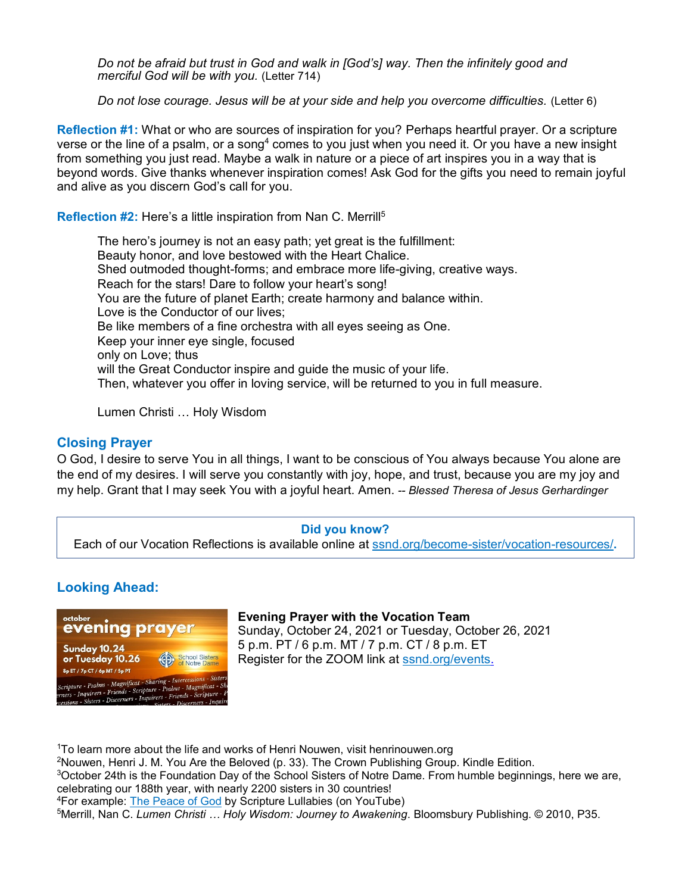*Do not be afraid but trust in God and walk in [God's] way. Then the infinitely good and merciful God will be with you.* (Letter 714)

*Do not lose courage. Jesus will be at your side and help you overcome difficulties.* (Letter 6)

**Reflection #1:** What or who are sources of inspiration for you? Perhaps heartful prayer. Or a scripture verse or the line of a psalm, or a song[4] comes to you just when you need it. Or you have a new insight from something you just read. Maybe a walk in nature or a piece of art inspires you in a way that is beyond words. Give thanks whenever inspiration comes! Ask God for the gifts you need to remain joyful and alive as you discern God's call for you.

**Reflection #2:** Here's a little inspiration from Nan C. Merrill[5]

> The hero's journey is not an easy path; yet great is the fulfillment:
> Beauty honor, and love bestowed with the Heart Chalice.
> Shed outmoded thought-forms; and embrace more life-giving, creative ways.
> Reach for the stars! Dare to follow your heart's song!
> You are the future of planet Earth; create harmony and balance within.
> Love is the Conductor of our lives;
> Be like members of a fine orchestra with all eyes seeing as One.
> Keep your inner eye single, focused
> only on Love; thus
> will the Great Conductor inspire and guide the music of your life.
> Then, whatever you offer in loving service, will be returned to you in full measure.
>
> Lumen Christi … Holy Wisdom

## Closing Prayer

O God, I desire to serve You in all things, I want to be conscious of You always because You alone are the end of my desires. I will serve you constantly with joy, hope, and trust, because you are my joy and my help. Grant that I may seek You with a joyful heart. Amen. -- *Blessed Theresa of Jesus Gerhardinger*

**Did you know?**
Each of our Vocation Reflections is available online at ssnd.org/become-sister/vocation-resources/.

## Looking Ahead:

october evening prayer
Sunday 10.24
or Tuesday 10.26
8p ET / 7p CT / 6p MT / 5p PT
School Sisters of Notre Dame

**Evening Prayer with the Vocation Team**
Sunday, October 24, 2021 or Tuesday, October 26, 2021
5 p.m. PT / 6 p.m. MT / 7 p.m. CT / 8 p.m. ET
Register for the ZOOM link at ssnd.org/events.

---

[1] To learn more about the life and works of Henri Nouwen, visit henrinouwen.org
[2] Nouwen, Henri J. M. You Are the Beloved (p. 33). The Crown Publishing Group. Kindle Edition.
[3] October 24th is the Foundation Day of the School Sisters of Notre Dame. From humble beginnings, here we are, celebrating our 188th year, with nearly 2200 sisters in 30 countries!
[4] For example: The Peace of God by Scripture Lullabies (on YouTube)
[5] Merrill, Nan C. *Lumen Christi … Holy Wisdom: Journey to Awakening*. Bloomsbury Publishing. © 2010, P35.